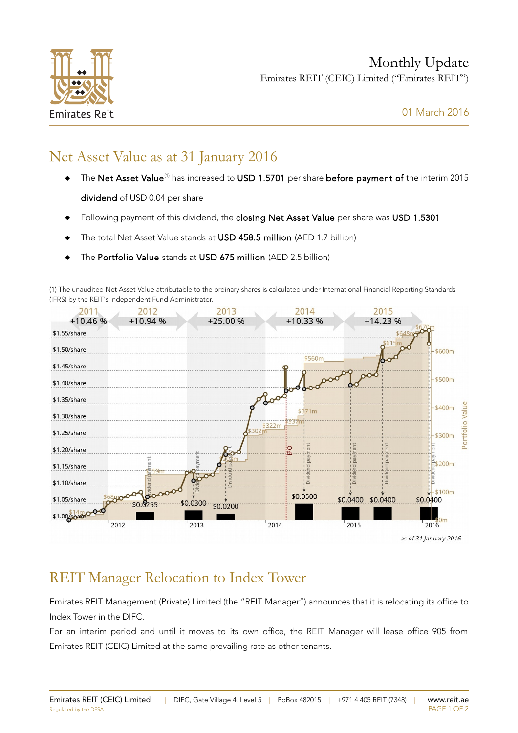Emirates Reit

# Monthly Update

Emirates REIT (CEIC) Limited ("Emirates REIT")

01 March 2016

## Net Asset Value as at 31 January 2016

- The **Net Asset Value**[1] has increased to **USD 1.5701** per share **before payment of** the interim 2015 **dividend** of USD 0.04 per share
- Following payment of this dividend, the **closing Net Asset Value** per share was **USD 1.5301**
- The total Net Asset Value stands at **USD 458.5 million** (AED 1.7 billion)
- The **Portfolio Value** stands at **USD 675 million** (AED 2.5 billion)

(1) The unaudited Net Asset Value attributable to the ordinary shares is calculated under International Financial Reporting Standards (IFRS) by the REIT's independent Fund Administrator.

2011 +10.46 %
2012 +10.94 %
2013 +25.00 %
2014 +10.33 %
2015 +14.23 %

$1.55/share
$1.50/share
$1.45/share
$1.40/share
$1.35/share
$1.30/share
$1.25/share
$1.20/share
$1.15/share
$1.10/share
$1.05/share
$1.00/share

$14m $68m $159m $302m $322m $337m $371m $560m $615m $648m $670m

$600m $500m $400m $300m $200m $100m $0m

Portfolio Value

Dividend payment

IPO

$0.0255 $0.0300 $0.0200 $0.0500 $0.0400 $0.0400 $0.0400

2012 2013 2014 2015 2016

*as of 31 January 2016*

## REIT Manager Relocation to Index Tower

Emirates REIT Management (Private) Limited (the "REIT Manager") announces that it is relocating its office to Index Tower in the DIFC.

For an interim period and until it moves to its own office, the REIT Manager will lease office 905 from Emirates REIT (CEIC) Limited at the same prevailing rate as other tenants.

Emirates REIT (CEIC) Limited | DIFC, Gate Village 4, Level 5 | PoBox 482015 | +971 4 405 REIT (7348) | www.reit.ae

Regulated by the DFSA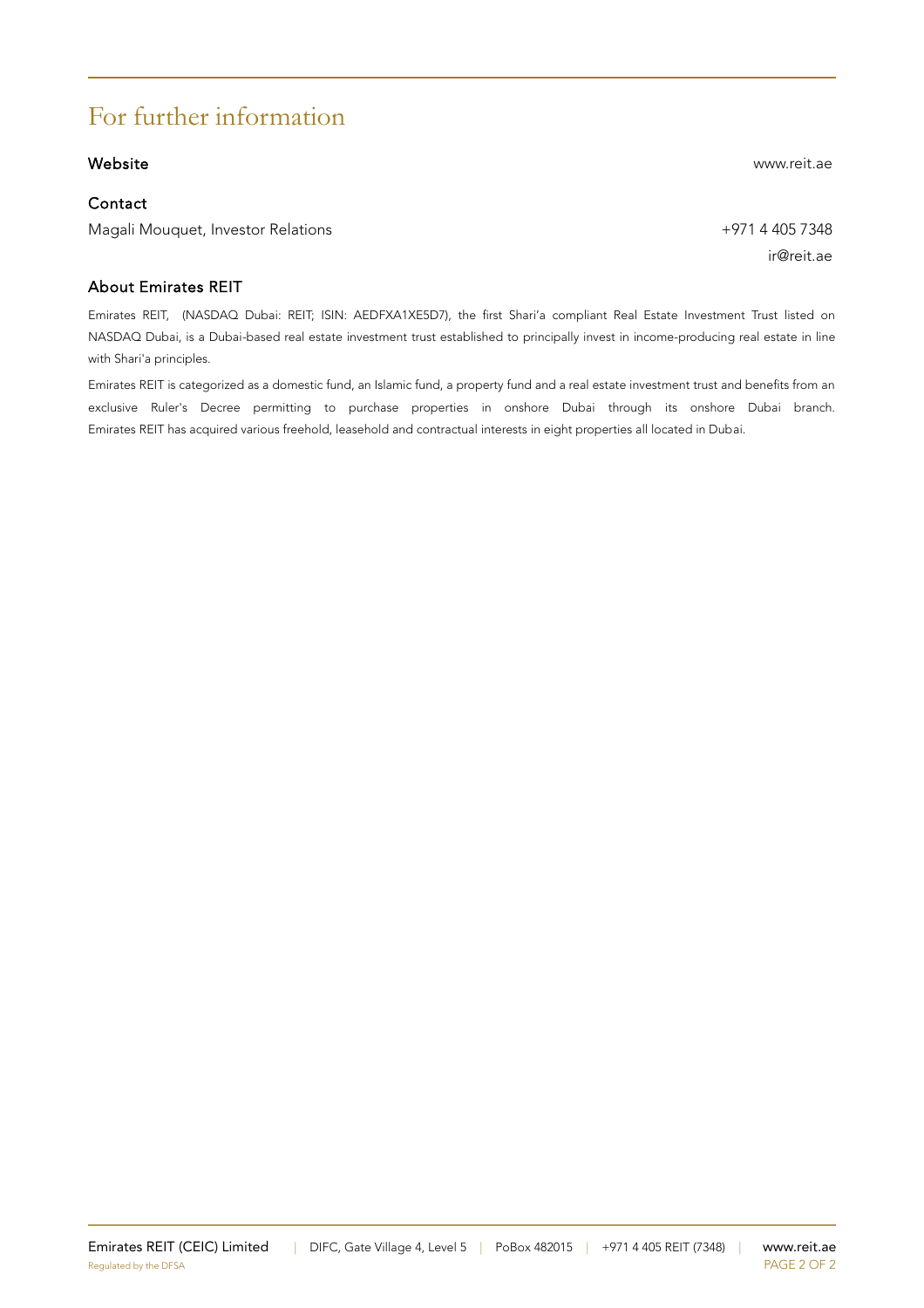# For further information

**Website** www.reit.ae

**Contact**

Magali Mouquet, Investor Relations +971 4 405 7348

ir@reit.ae

## About Emirates REIT

Emirates REIT, (NASDAQ Dubai: REIT; ISIN: AEDFXA1XE5D7), the first Shari'a compliant Real Estate Investment Trust listed on NASDAQ Dubai, is a Dubai-based real estate investment trust established to principally invest in income-producing real estate in line with Shari'a principles.

Emirates REIT is categorized as a domestic fund, an Islamic fund, a property fund and a real estate investment trust and benefits from an exclusive Ruler's Decree permitting to purchase properties in onshore Dubai through its onshore Dubai branch. Emirates REIT has acquired various freehold, leasehold and contractual interests in eight properties all located in Dubai.